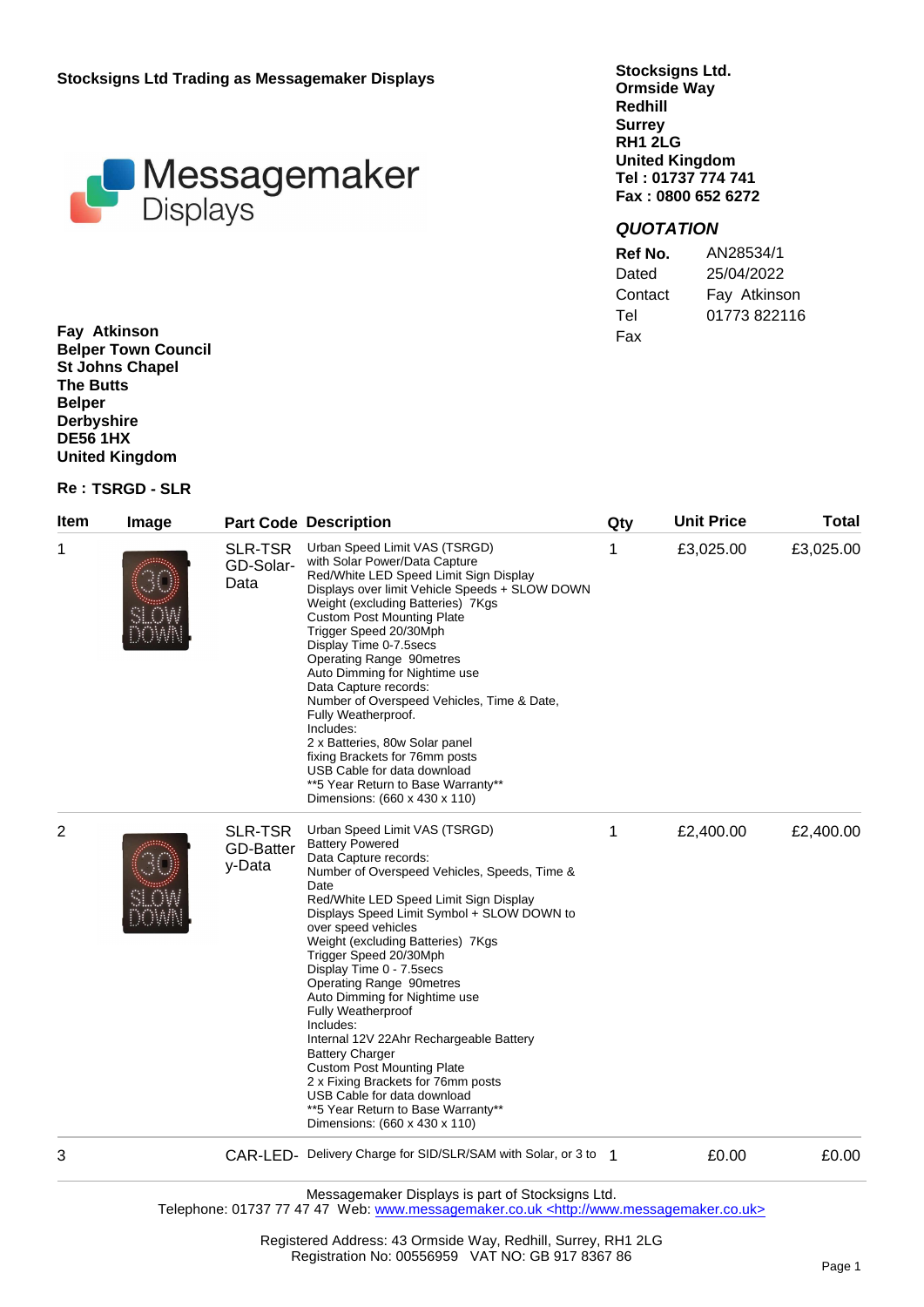**Stocksigns Ltd Trading as Messagemaker Displays**

**Stocksigns Ltd.**
**Ormside Way**
**Redhill**
**Surrey**
**RH1 2LG**
**United Kingdom**
**Tel : 01737 774 741**
**Fax : 0800 652 6272**

## *QUOTATION*

| | |
|---|---|
| **Ref No.** | AN28534/1 |
| Dated | 25/04/2022 |
| Contact | Fay Atkinson |
| Tel | 01773 822116 |
| Fax | |

**Fay Atkinson**
**Belper Town Council**
**St Johns Chapel**
**The Butts**
**Belper**
**Derbyshire**
**DE56 1HX**
**United Kingdom**

**Re : TSRGD - SLR**

| Item | Image | Part Code | Description | Qty | Unit Price | Total |
|---|---|---|---|---|---|---|
| 1 | | SLR-TSRGD-Solar-Data | Urban Speed Limit VAS (TSRGD) with Solar Power/Data Capture<br>Red/White LED Speed Limit Sign Display<br>Displays over limit Vehicle Speeds + SLOW DOWN<br>Weight (excluding Batteries) 7Kgs<br>Custom Post Mounting Plate<br>Trigger Speed 20/30Mph<br>Display Time 0-7.5secs<br>Operating Range 90metres<br>Auto Dimming for Nightime use<br>Data Capture records:<br>Number of Overspeed Vehicles, Time & Date,<br>Fully Weatherproof.<br>Includes:<br>2 x Batteries, 80w Solar panel<br>fixing Brackets for 76mm posts<br>USB Cable for data download<br>**5 Year Return to Base Warranty**<br>Dimensions: (660 x 430 x 110) | 1 | £3,025.00 | £3,025.00 |
| 2 | | SLR-TSRGD-Battery-Data | Urban Speed Limit VAS (TSRGD)<br>Battery Powered<br>Data Capture records:<br>Number of Overspeed Vehicles, Speeds, Time & Date<br>Red/White LED Speed Limit Sign Display<br>Displays Speed Limit Symbol + SLOW DOWN to over speed vehicles<br>Weight (excluding Batteries) 7Kgs<br>Trigger Speed 20/30Mph<br>Display Time 0 - 7.5secs<br>Operating Range 90metres<br>Auto Dimming for Nightime use<br>Fully Weatherproof<br>Includes:<br>Internal 12V 22Ahr Rechargeable Battery<br>Battery Charger<br>Custom Post Mounting Plate<br>2 x Fixing Brackets for 76mm posts<br>USB Cable for data download<br>**5 Year Return to Base Warranty**<br>Dimensions: (660 x 430 x 110) | 1 | £2,400.00 | £2,400.00 |
| 3 | | CAR-LED- | Delivery Charge for SID/SLR/SAM with Solar, or 3 to | 1 | £0.00 | £0.00 |

Messagemaker Displays is part of Stocksigns Ltd.
Telephone: 01737 77 47 47 Web: www.messagemaker.co.uk <http://www.messagemaker.co.uk>

Registered Address: 43 Ormside Way, Redhill, Surrey, RH1 2LG
Registration No: 00556959 VAT NO: GB 917 8367 86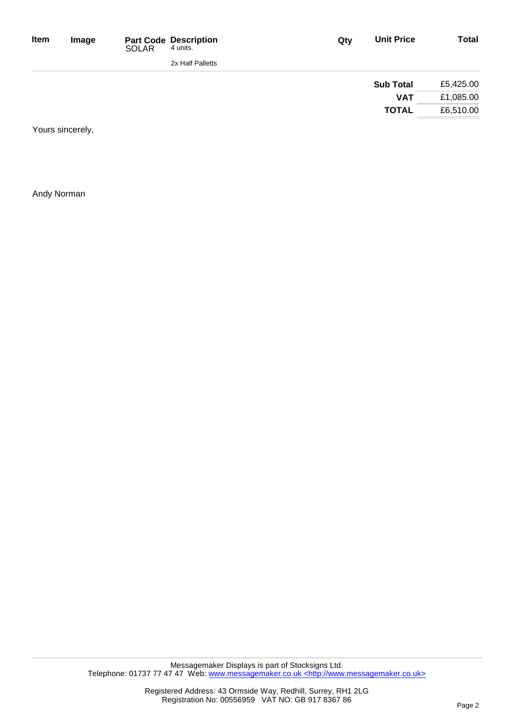| Item | Image | Part Code | Description | Qty | Unit Price | Total |
|---|---|---|---|---|---|---|
| | | SOLAR | 4 units.<br><br>2x Half Palletts | | | |

| | |
|---|---|
| **Sub Total** | £5,425.00 |
| **VAT** | £1,085.00 |
| **TOTAL** | £6,510.00 |

Yours sincerely,

Andy Norman

Messagemaker Displays is part of Stocksigns Ltd.
Telephone: 01737 77 47 47 Web: www.messagemaker.co.uk <http://www.messagemaker.co.uk>

Registered Address: 43 Ormside Way, Redhill, Surrey, RH1 2LG
Registration No: 00556959 VAT NO: GB 917 8367 86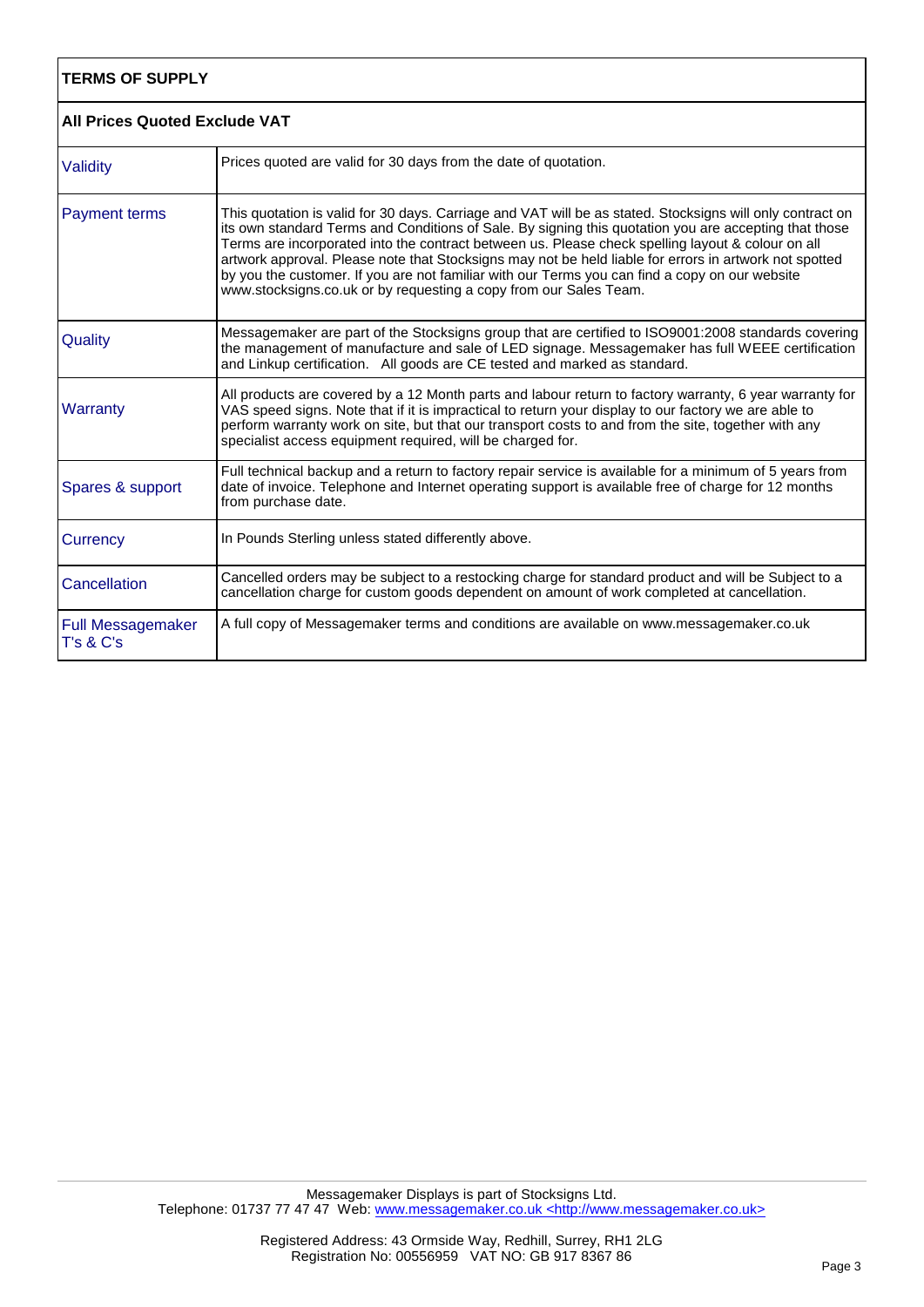| TERMS OF SUPPLY | |
|---|---|
| **All Prices Quoted Exclude VAT** | |
| Validity | Prices quoted are valid for 30 days from the date of quotation. |
| Payment terms | This quotation is valid for 30 days. Carriage and VAT will be as stated. Stocksigns will only contract on its own standard Terms and Conditions of Sale. By signing this quotation you are accepting that those Terms are incorporated into the contract between us. Please check spelling layout & colour on all artwork approval. Please note that Stocksigns may not be held liable for errors in artwork not spotted by you the customer. If you are not familiar with our Terms you can find a copy on our website www.stocksigns.co.uk or by requesting a copy from our Sales Team. |
| Quality | Messagemaker are part of the Stocksigns group that are certified to ISO9001:2008 standards covering the management of manufacture and sale of LED signage. Messagemaker has full WEEE certification and Linkup certification. All goods are CE tested and marked as standard. |
| Warranty | All products are covered by a 12 Month parts and labour return to factory warranty, 6 year warranty for VAS speed signs. Note that if it is impractical to return your display to our factory we are able to perform warranty work on site, but that our transport costs to and from the site, together with any specialist access equipment required, will be charged for. |
| Spares & support | Full technical backup and a return to factory repair service is available for a minimum of 5 years from date of invoice. Telephone and Internet operating support is available free of charge for 12 months from purchase date. |
| Currency | In Pounds Sterling unless stated differently above. |
| Cancellation | Cancelled orders may be subject to a restocking charge for standard product and will be Subject to a cancellation charge for custom goods dependent on amount of work completed at cancellation. |
| Full Messagemaker T's & C's | A full copy of Messagemaker terms and conditions are available on www.messagemaker.co.uk |

Messagemaker Displays is part of Stocksigns Ltd.
Telephone: 01737 77 47 47 Web: www.messagemaker.co.uk <http://www.messagemaker.co.uk>

Registered Address: 43 Ormside Way, Redhill, Surrey, RH1 2LG
Registration No: 00556959 VAT NO: GB 917 8367 86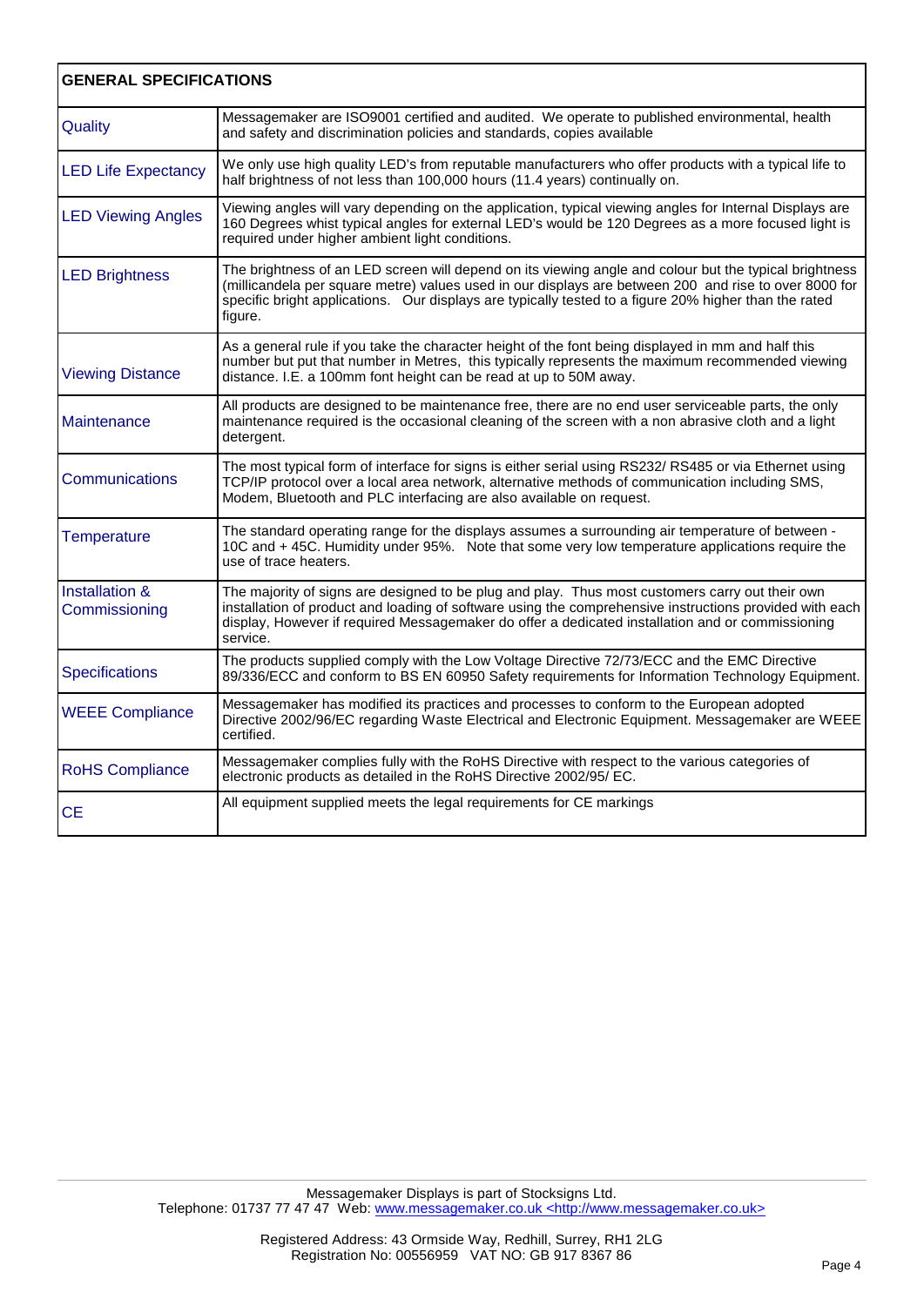| GENERAL SPECIFICATIONS | |
|---|---|
| Quality | Messagemaker are ISO9001 certified and audited. We operate to published environmental, health and safety and discrimination policies and standards, copies available |
| LED Life Expectancy | We only use high quality LED's from reputable manufacturers who offer products with a typical life to half brightness of not less than 100,000 hours (11.4 years) continually on. |
| LED Viewing Angles | Viewing angles will vary depending on the application, typical viewing angles for Internal Displays are 160 Degrees whist typical angles for external LED's would be 120 Degrees as a more focused light is required under higher ambient light conditions. |
| LED Brightness | The brightness of an LED screen will depend on its viewing angle and colour but the typical brightness (millicandela per square metre) values used in our displays are between 200 and rise to over 8000 for specific bright applications. Our displays are typically tested to a figure 20% higher than the rated figure. |
| Viewing Distance | As a general rule if you take the character height of the font being displayed in mm and half this number but put that number in Metres, this typically represents the maximum recommended viewing distance. I.E. a 100mm font height can be read at up to 50M away. |
| Maintenance | All products are designed to be maintenance free, there are no end user serviceable parts, the only maintenance required is the occasional cleaning of the screen with a non abrasive cloth and a light detergent. |
| Communications | The most typical form of interface for signs is either serial using RS232/ RS485 or via Ethernet using TCP/IP protocol over a local area network, alternative methods of communication including SMS, Modem, Bluetooth and PLC interfacing are also available on request. |
| Temperature | The standard operating range for the displays assumes a surrounding air temperature of between -10C and + 45C. Humidity under 95%. Note that some very low temperature applications require the use of trace heaters. |
| Installation & Commissioning | The majority of signs are designed to be plug and play. Thus most customers carry out their own installation of product and loading of software using the comprehensive instructions provided with each display, However if required Messagemaker do offer a dedicated installation and or commissioning service. |
| Specifications | The products supplied comply with the Low Voltage Directive 72/73/ECC and the EMC Directive 89/336/ECC and conform to BS EN 60950 Safety requirements for Information Technology Equipment. |
| WEEE Compliance | Messagemaker has modified its practices and processes to conform to the European adopted Directive 2002/96/EC regarding Waste Electrical and Electronic Equipment. Messagemaker are WEEE certified. |
| RoHS Compliance | Messagemaker complies fully with the RoHS Directive with respect to the various categories of electronic products as detailed in the RoHS Directive 2002/95/ EC. |
| CE | All equipment supplied meets the legal requirements for CE markings |

Messagemaker Displays is part of Stocksigns Ltd.
Telephone: 01737 77 47 47 Web: www.messagemaker.co.uk <http://www.messagemaker.co.uk>

Registered Address: 43 Ormside Way, Redhill, Surrey, RH1 2LG
Registration No: 00556959 VAT NO: GB 917 8367 86